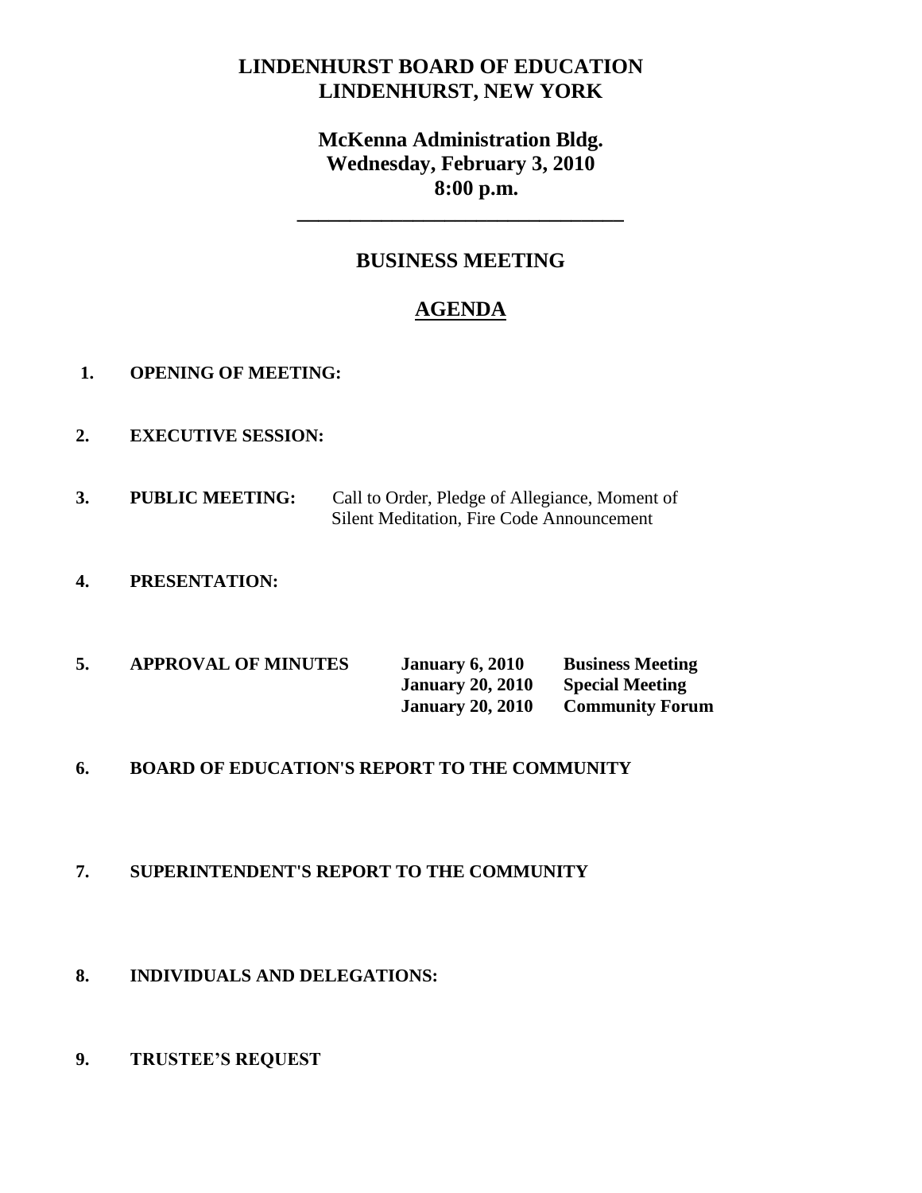# LINDENHURST BOARD OF EDUCATION
# LINDENHURST, NEW YORK

## McKenna Administration Bldg.
## Wednesday, February 3, 2010
## 8:00 p.m.

---

## BUSINESS MEETING

## AGENDA

1. **OPENING OF MEETING:**

2. **EXECUTIVE SESSION:**

3. **PUBLIC MEETING:** Call to Order, Pledge of Allegiance, Moment of Silent Meditation, Fire Code Announcement

4. **PRESENTATION:**

5. **APPROVAL OF MINUTES**

| | |
|---|---|
| **January 6, 2010** | **Business Meeting** |
| **January 20, 2010** | **Special Meeting** |
| **January 20, 2010** | **Community Forum** |

6. **BOARD OF EDUCATION'S REPORT TO THE COMMUNITY**

7. **SUPERINTENDENT'S REPORT TO THE COMMUNITY**

8. **INDIVIDUALS AND DELEGATIONS:**

9. **TRUSTEE'S REQUEST**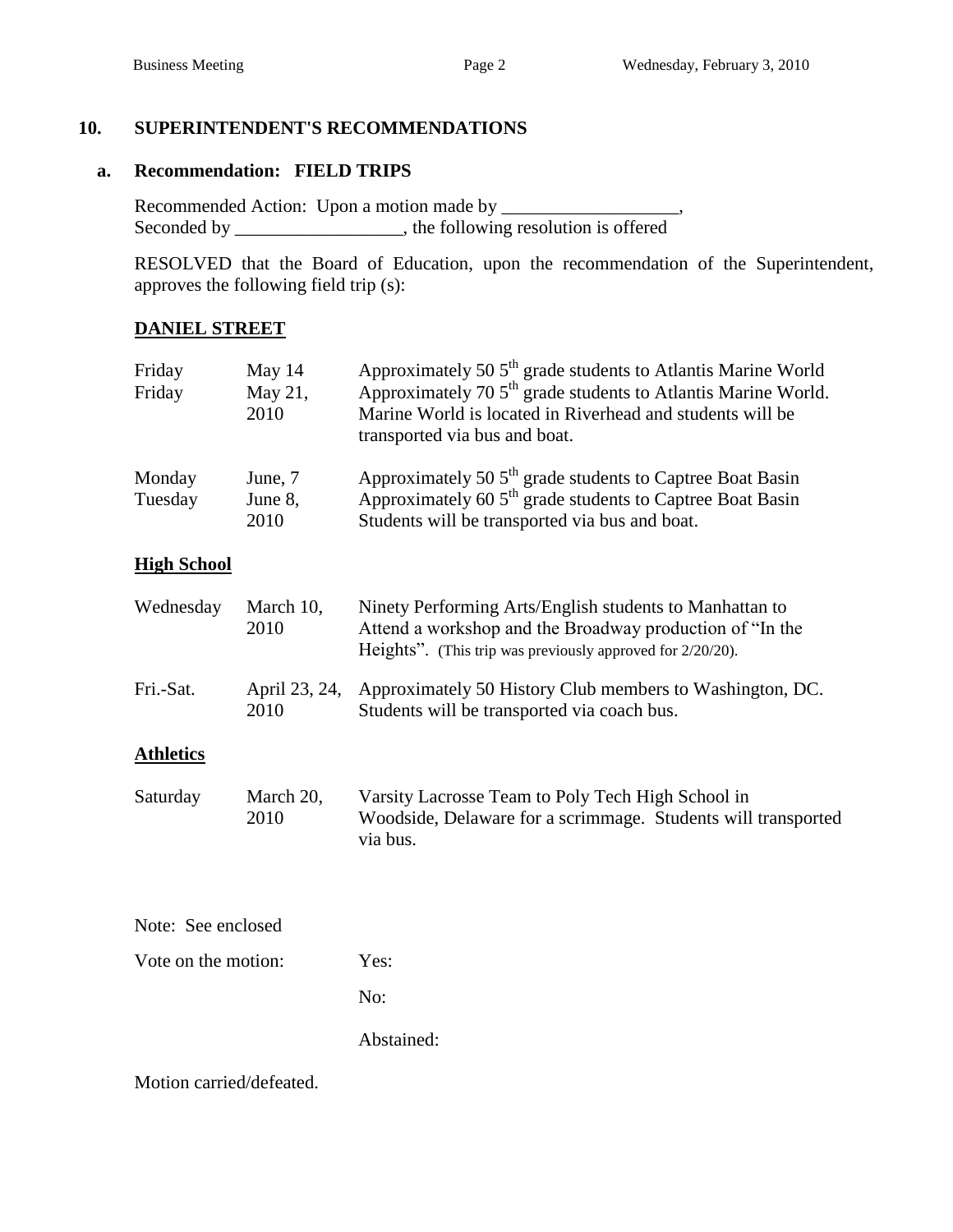## 10. SUPERINTENDENT'S RECOMMENDATIONS

### a. Recommendation: FIELD TRIPS

Recommended Action: Upon a motion made by ___________________,
Seconded by __________________, the following resolution is offered

RESOLVED that the Board of Education, upon the recommendation of the Superintendent, approves the following field trip (s):

**DANIEL STREET**

| | | |
|---|---|---|
| Friday<br>Friday | May 14<br>May 21, 2010 | Approximately 50 5th grade students to Atlantis Marine World<br>Approximately 70 5th grade students to Atlantis Marine World. Marine World is located in Riverhead and students will be transported via bus and boat. |
| Monday<br>Tuesday | June, 7<br>June 8, 2010 | Approximately 50 5th grade students to Captree Boat Basin<br>Approximately 60 5th grade students to Captree Boat Basin<br>Students will be transported via bus and boat. |

**High School**

| | | |
|---|---|---|
| Wednesday | March 10, 2010 | Ninety Performing Arts/English students to Manhattan to Attend a workshop and the Broadway production of "In the Heights". (This trip was previously approved for 2/20/20). |
| Fri.-Sat. | April 23, 24, 2010 | Approximately 50 History Club members to Washington, DC. Students will be transported via coach bus. |

**Athletics**

| | | |
|---|---|---|
| Saturday | March 20, 2010 | Varsity Lacrosse Team to Poly Tech High School in Woodside, Delaware for a scrimmage. Students will transported via bus. |

Note: See enclosed

Vote on the motion: Yes:

No:

Abstained:

Motion carried/defeated.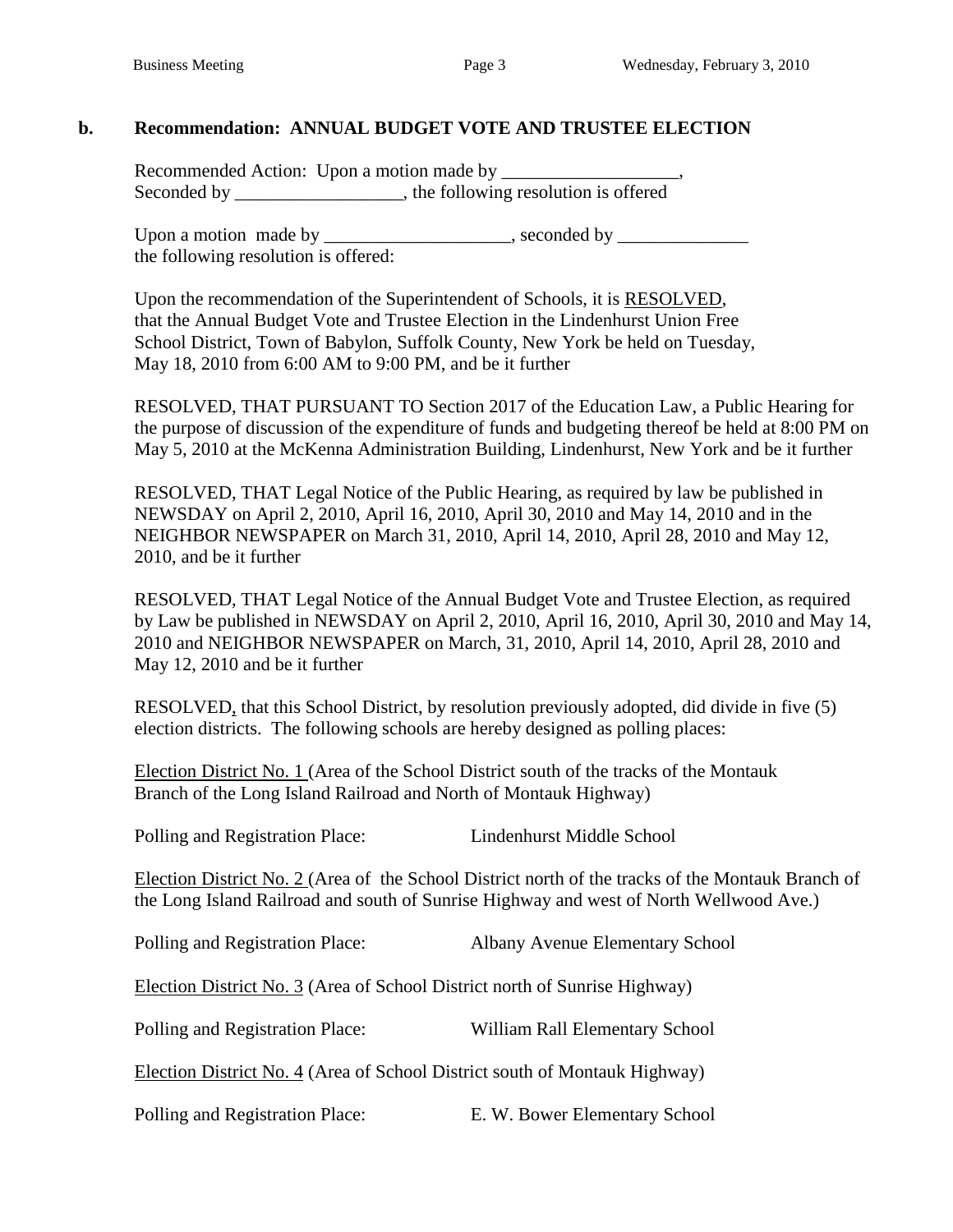## b. Recommendation: ANNUAL BUDGET VOTE AND TRUSTEE ELECTION

Recommended Action: Upon a motion made by ___________________, Seconded by __________________, the following resolution is offered

Upon a motion made by ____________________, seconded by ______________ the following resolution is offered:

Upon the recommendation of the Superintendent of Schools, it is RESOLVED, that the Annual Budget Vote and Trustee Election in the Lindenhurst Union Free School District, Town of Babylon, Suffolk County, New York be held on Tuesday, May 18, 2010 from 6:00 AM to 9:00 PM, and be it further

RESOLVED, THAT PURSUANT TO Section 2017 of the Education Law, a Public Hearing for the purpose of discussion of the expenditure of funds and budgeting thereof be held at 8:00 PM on May 5, 2010 at the McKenna Administration Building, Lindenhurst, New York and be it further

RESOLVED, THAT Legal Notice of the Public Hearing, as required by law be published in NEWSDAY on April 2, 2010, April 16, 2010, April 30, 2010 and May 14, 2010 and in the NEIGHBOR NEWSPAPER on March 31, 2010, April 14, 2010, April 28, 2010 and May 12, 2010, and be it further

RESOLVED, THAT Legal Notice of the Annual Budget Vote and Trustee Election, as required by Law be published in NEWSDAY on April 2, 2010, April 16, 2010, April 30, 2010 and May 14, 2010 and NEIGHBOR NEWSPAPER on March, 31, 2010, April 14, 2010, April 28, 2010 and May 12, 2010 and be it further

RESOLVED, that this School District, by resolution previously adopted, did divide in five (5) election districts. The following schools are hereby designed as polling places:

Election District No. 1 (Area of the School District south of the tracks of the Montauk Branch of the Long Island Railroad and North of Montauk Highway)

Polling and Registration Place: Lindenhurst Middle School

Election District No. 2 (Area of the School District north of the tracks of the Montauk Branch of the Long Island Railroad and south of Sunrise Highway and west of North Wellwood Ave.)

Polling and Registration Place: Albany Avenue Elementary School

Election District No. 3 (Area of School District north of Sunrise Highway)

Polling and Registration Place: William Rall Elementary School

Election District No. 4 (Area of School District south of Montauk Highway)

Polling and Registration Place: E. W. Bower Elementary School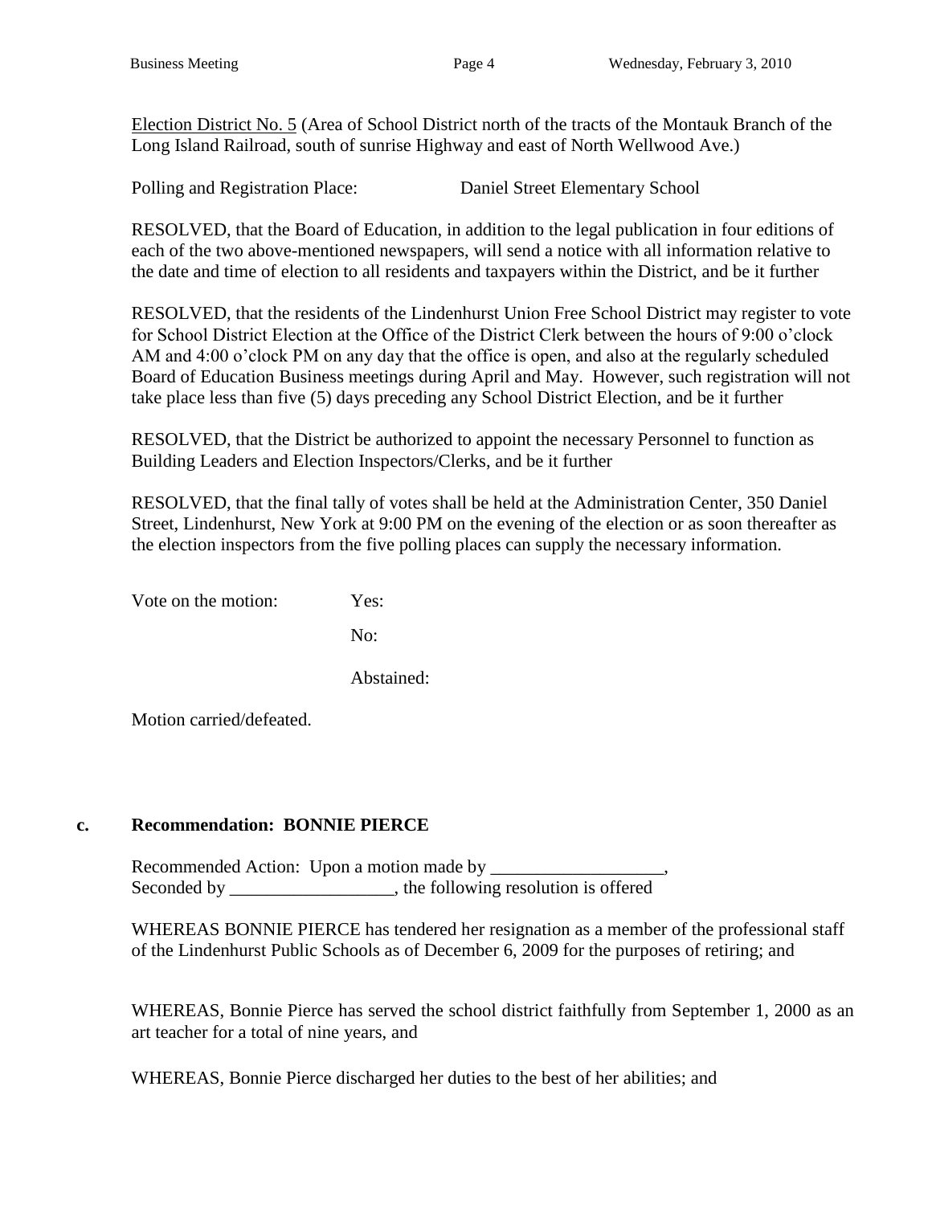Election District No. 5 (Area of School District north of the tracts of the Montauk Branch of the Long Island Railroad, south of sunrise Highway and east of North Wellwood Ave.)

Polling and Registration Place: Daniel Street Elementary School

RESOLVED, that the Board of Education, in addition to the legal publication in four editions of each of the two above-mentioned newspapers, will send a notice with all information relative to the date and time of election to all residents and taxpayers within the District, and be it further

RESOLVED, that the residents of the Lindenhurst Union Free School District may register to vote for School District Election at the Office of the District Clerk between the hours of 9:00 o'clock AM and 4:00 o'clock PM on any day that the office is open, and also at the regularly scheduled Board of Education Business meetings during April and May. However, such registration will not take place less than five (5) days preceding any School District Election, and be it further

RESOLVED, that the District be authorized to appoint the necessary Personnel to function as Building Leaders and Election Inspectors/Clerks, and be it further

RESOLVED, that the final tally of votes shall be held at the Administration Center, 350 Daniel Street, Lindenhurst, New York at 9:00 PM on the evening of the election or as soon thereafter as the election inspectors from the five polling places can supply the necessary information.

Vote on the motion: Yes:

No:

Abstained:

Motion carried/defeated.

**c. Recommendation: BONNIE PIERCE**

Recommended Action: Upon a motion made by ___________________,
Seconded by __________________, the following resolution is offered

WHEREAS BONNIE PIERCE has tendered her resignation as a member of the professional staff of the Lindenhurst Public Schools as of December 6, 2009 for the purposes of retiring; and

WHEREAS, Bonnie Pierce has served the school district faithfully from September 1, 2000 as an art teacher for a total of nine years, and

WHEREAS, Bonnie Pierce discharged her duties to the best of her abilities; and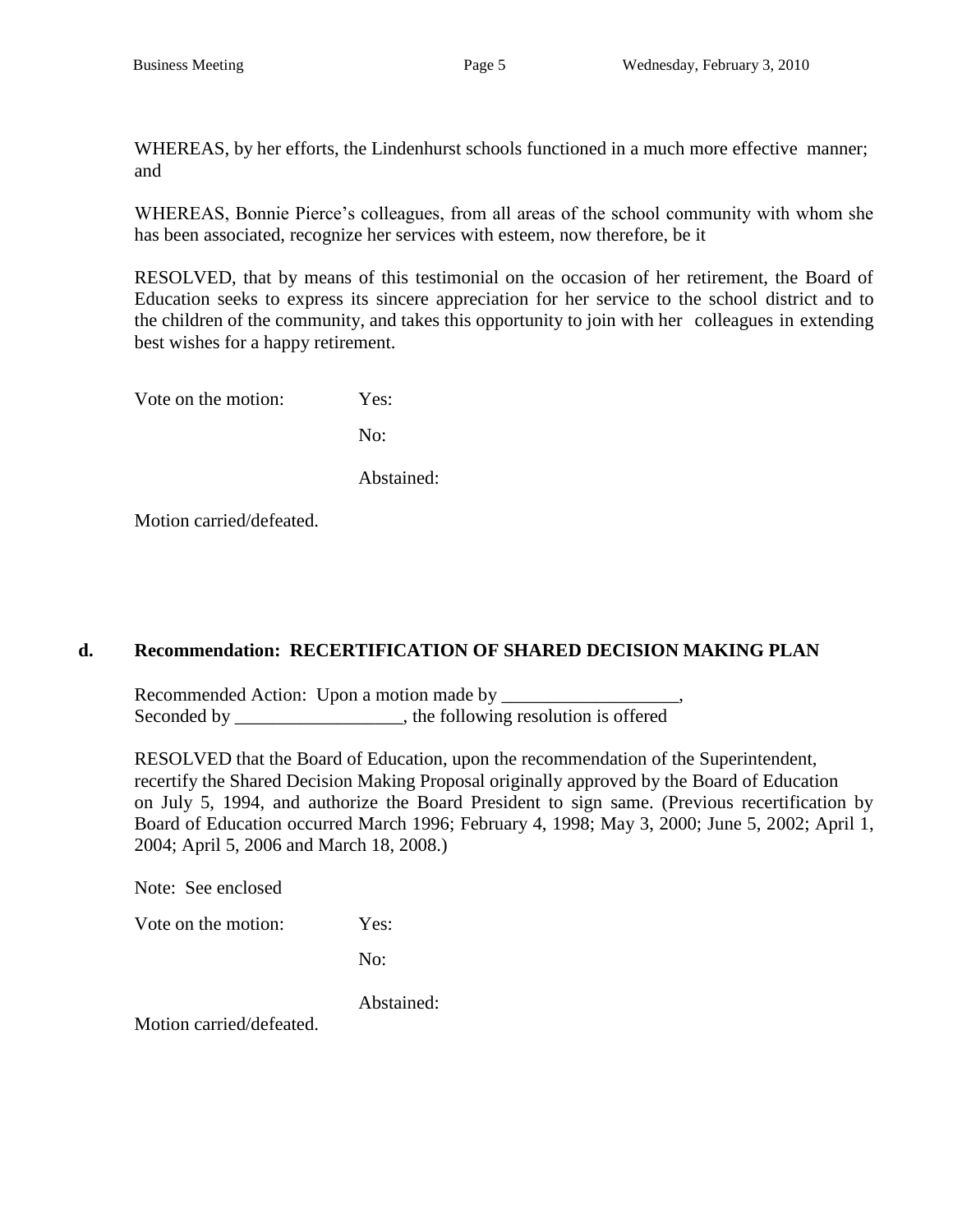WHEREAS, by her efforts, the Lindenhurst schools functioned in a much more effective manner; and

WHEREAS, Bonnie Pierce's colleagues, from all areas of the school community with whom she has been associated, recognize her services with esteem, now therefore, be it

RESOLVED, that by means of this testimonial on the occasion of her retirement, the Board of Education seeks to express its sincere appreciation for her service to the school district and to the children of the community, and takes this opportunity to join with her colleagues in extending best wishes for a happy retirement.

Vote on the motion: Yes:

No:

Abstained:

Motion carried/defeated.

**d. Recommendation: RECERTIFICATION OF SHARED DECISION MAKING PLAN**

Recommended Action: Upon a motion made by ___________________,
Seconded by __________________, the following resolution is offered

RESOLVED that the Board of Education, upon the recommendation of the Superintendent, recertify the Shared Decision Making Proposal originally approved by the Board of Education on July 5, 1994, and authorize the Board President to sign same. (Previous recertification by Board of Education occurred March 1996; February 4, 1998; May 3, 2000; June 5, 2002; April 1, 2004; April 5, 2006 and March 18, 2008.)

Note: See enclosed

Vote on the motion: Yes:

No:

Abstained:

Motion carried/defeated.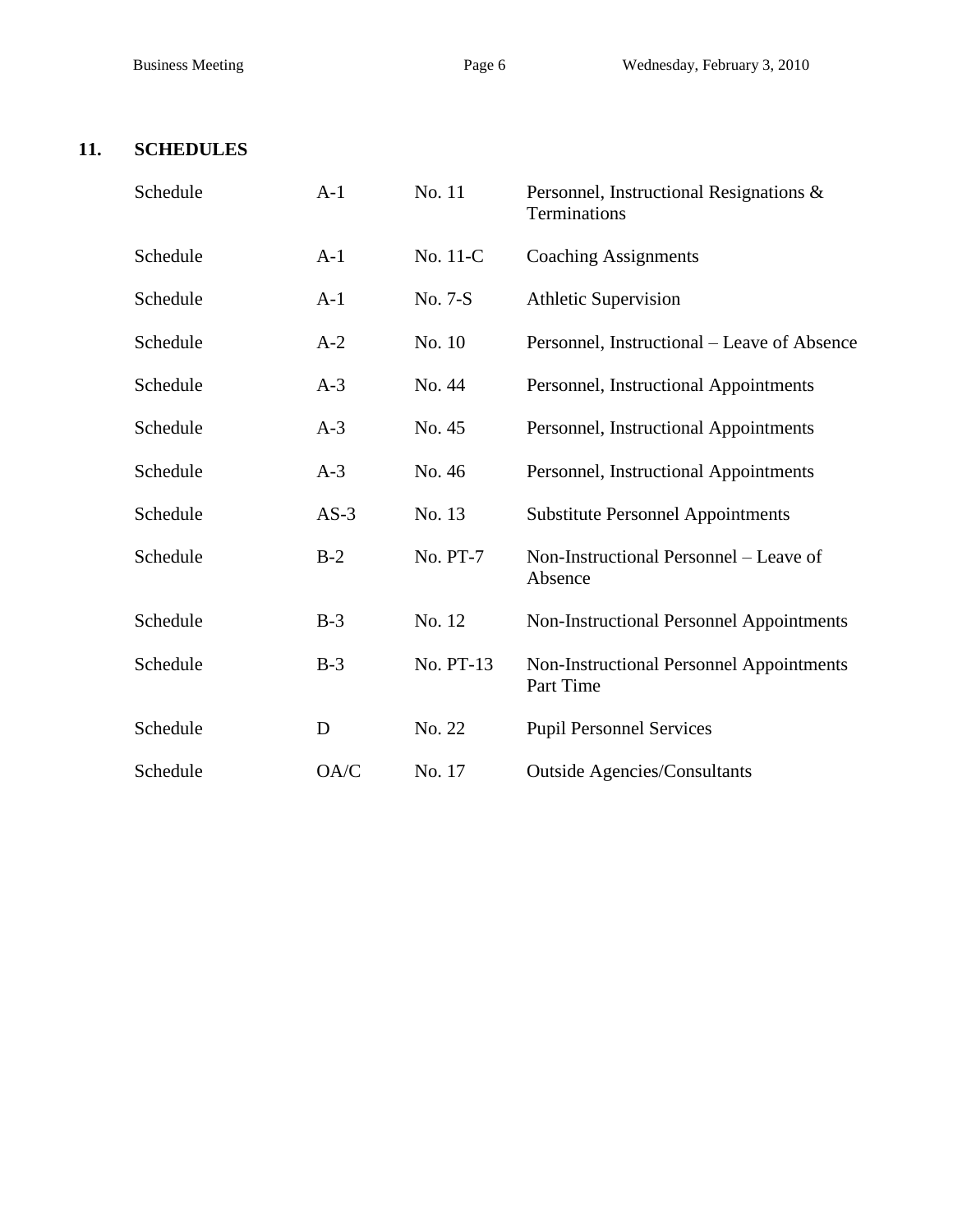## 11. SCHEDULES

| | | | |
|---|---|---|---|
| Schedule | A-1 | No. 11 | Personnel, Instructional Resignations & Terminations |
| Schedule | A-1 | No. 11-C | Coaching Assignments |
| Schedule | A-1 | No. 7-S | Athletic Supervision |
| Schedule | A-2 | No. 10 | Personnel, Instructional – Leave of Absence |
| Schedule | A-3 | No. 44 | Personnel, Instructional Appointments |
| Schedule | A-3 | No. 45 | Personnel, Instructional Appointments |
| Schedule | A-3 | No. 46 | Personnel, Instructional Appointments |
| Schedule | AS-3 | No. 13 | Substitute Personnel Appointments |
| Schedule | B-2 | No. PT-7 | Non-Instructional Personnel – Leave of Absence |
| Schedule | B-3 | No. 12 | Non-Instructional Personnel Appointments |
| Schedule | B-3 | No. PT-13 | Non-Instructional Personnel Appointments Part Time |
| Schedule | D | No. 22 | Pupil Personnel Services |
| Schedule | OA/C | No. 17 | Outside Agencies/Consultants |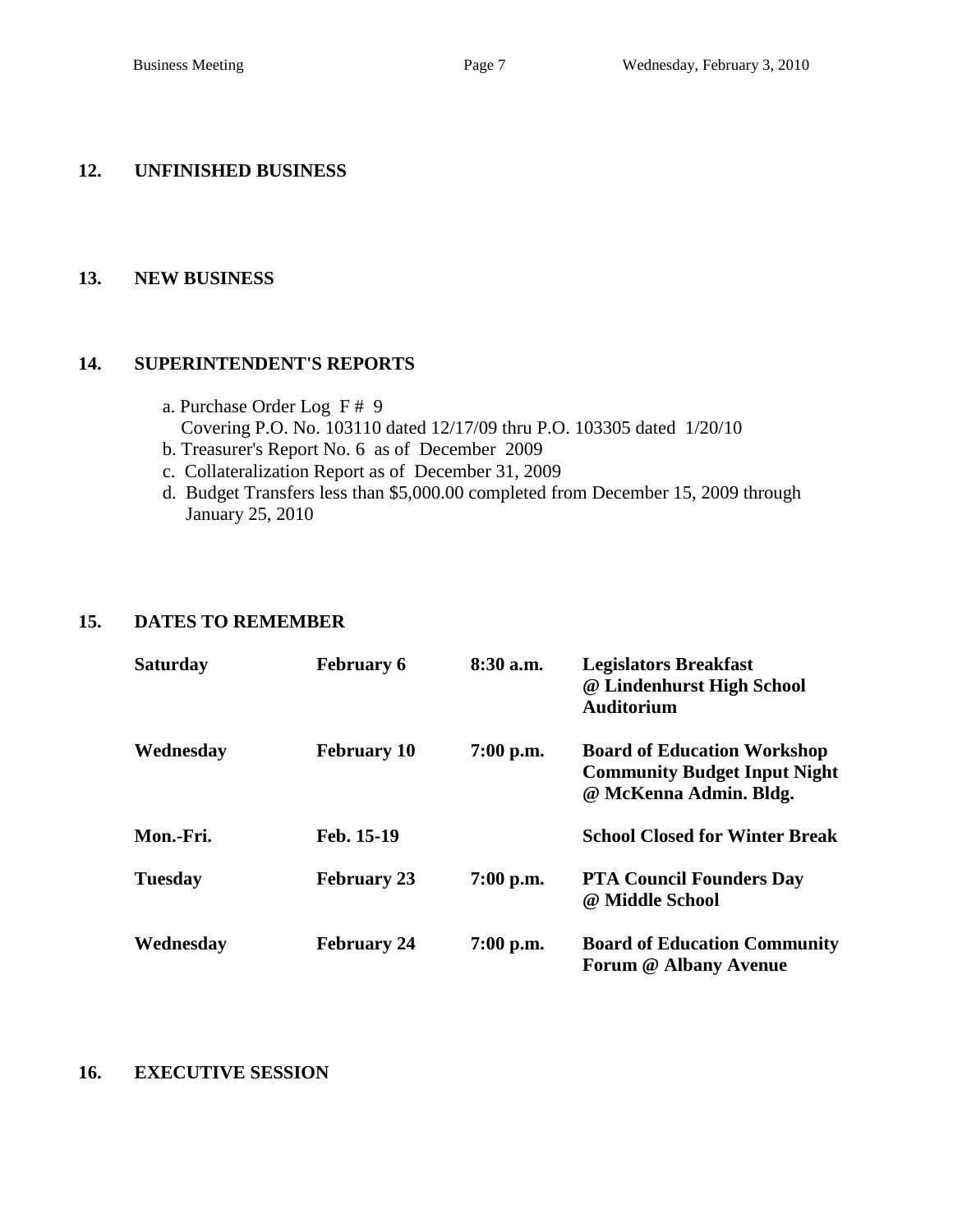## 12. UNFINISHED BUSINESS

## 13. NEW BUSINESS

## 14. SUPERINTENDENT'S REPORTS

a. Purchase Order Log F # 9
   Covering P.O. No. 103110 dated 12/17/09 thru P.O. 103305 dated 1/20/10
b. Treasurer's Report No. 6 as of December 2009
c. Collateralization Report as of December 31, 2009
d. Budget Transfers less than $5,000.00 completed from December 15, 2009 through January 25, 2010

## 15. DATES TO REMEMBER

| | | | |
|---|---|---|---|
| **Saturday** | **February 6** | **8:30 a.m.** | **Legislators Breakfast @ Lindenhurst High School Auditorium** |
| **Wednesday** | **February 10** | **7:00 p.m.** | **Board of Education Workshop Community Budget Input Night @ McKenna Admin. Bldg.** |
| **Mon.-Fri.** | **Feb. 15-19** | | **School Closed for Winter Break** |
| **Tuesday** | **February 23** | **7:00 p.m.** | **PTA Council Founders Day @ Middle School** |
| **Wednesday** | **February 24** | **7:00 p.m.** | **Board of Education Community Forum @ Albany Avenue** |

## 16. EXECUTIVE SESSION